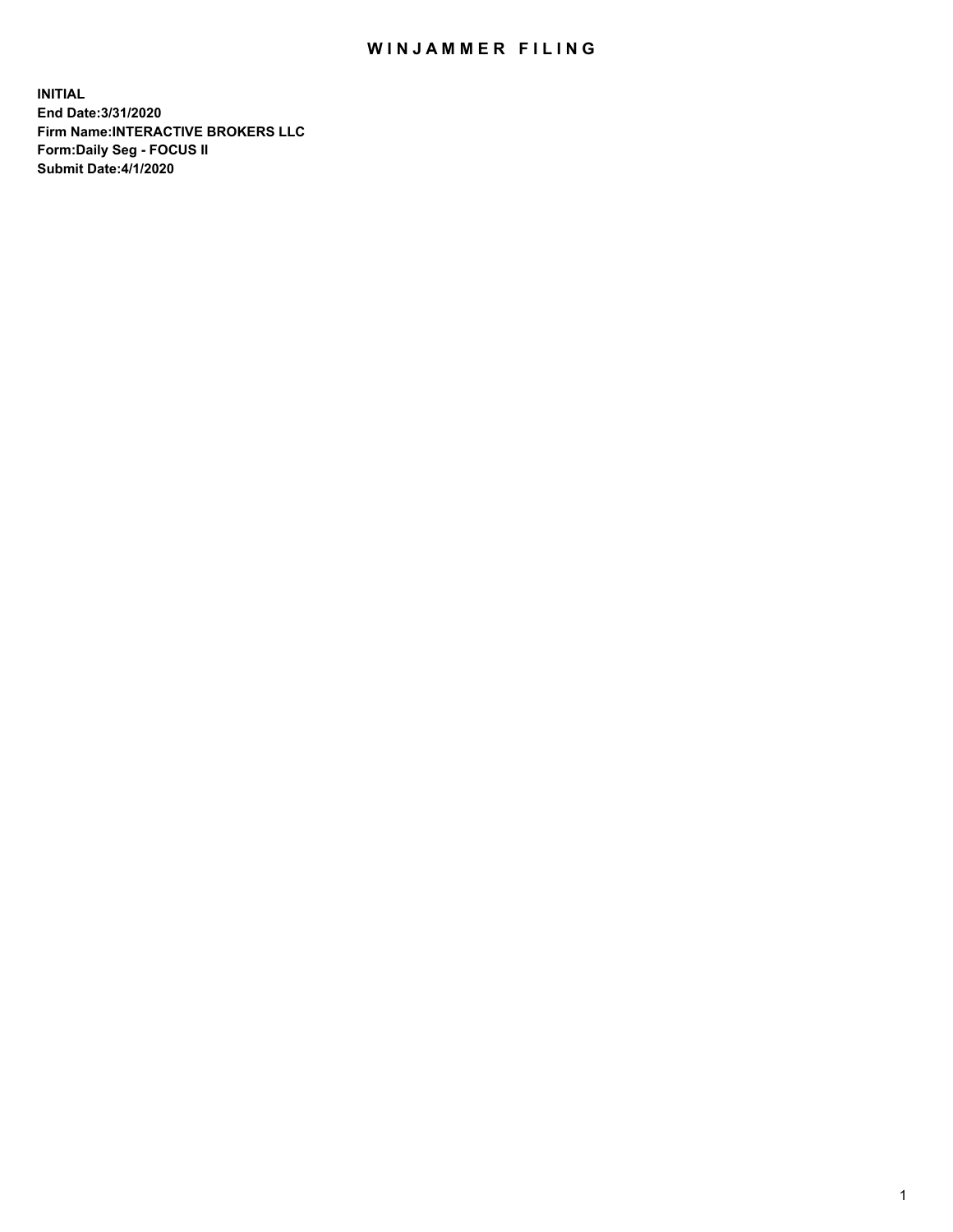# WINJAMMER FILING

**INITIAL**
**End Date:3/31/2020**
**Firm Name:INTERACTIVE BROKERS LLC**
**Form:Daily Seg - FOCUS II**
**Submit Date:4/1/2020**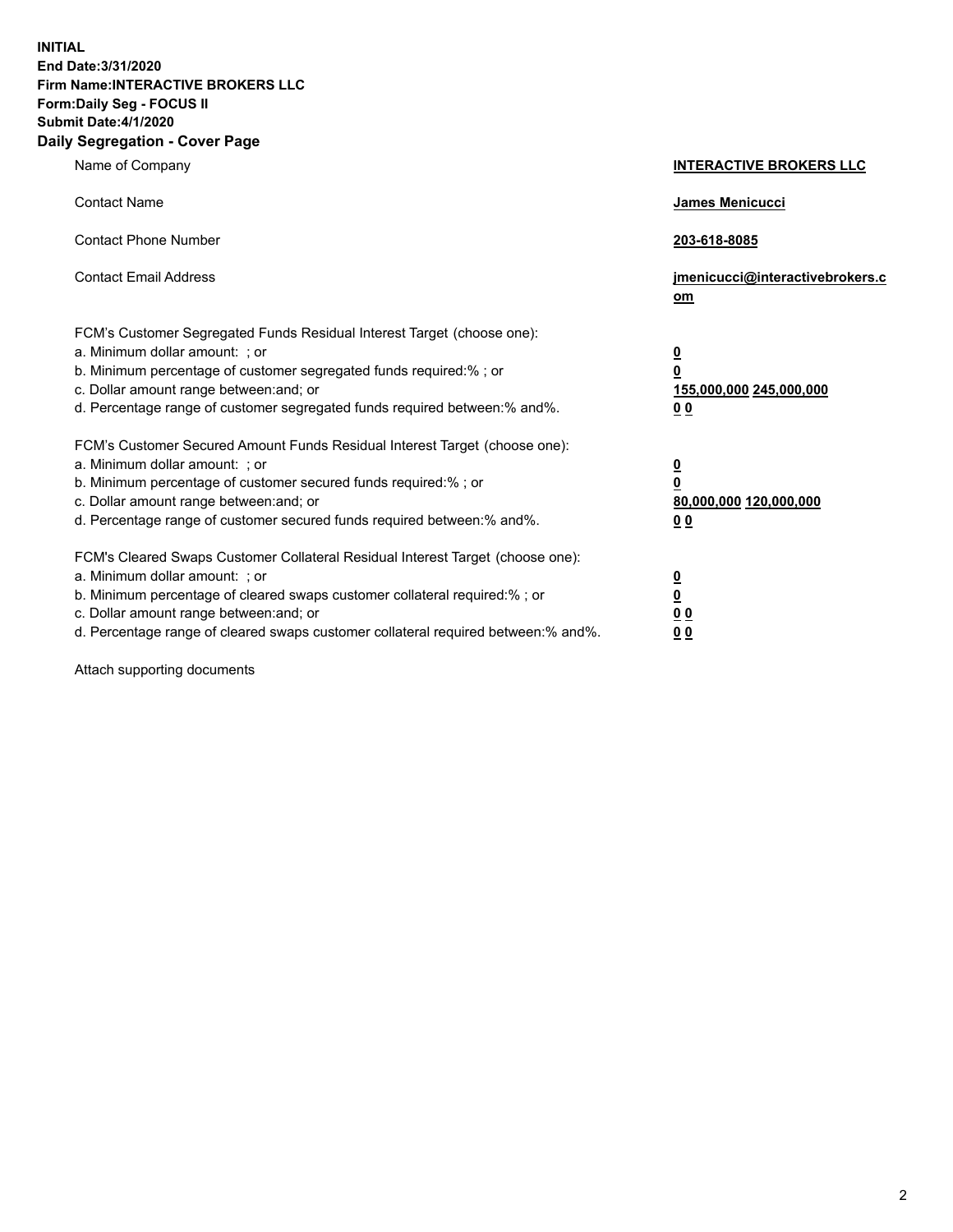**INITIAL**
**End Date:3/31/2020**
**Firm Name:INTERACTIVE BROKERS LLC**
**Form:Daily Seg - FOCUS II**
**Submit Date:4/1/2020**

## Daily Segregation - Cover Page

| | |
|---|---|
| Name of Company | **INTERACTIVE BROKERS LLC** |
| Contact Name | **James Menicucci** |
| Contact Phone Number | **203-618-8085** |
| Contact Email Address | **jmenicucci@interactivebrokers.com** |
| FCM's Customer Segregated Funds Residual Interest Target (choose one): | |
| a. Minimum dollar amount: ; or | **0** |
| b. Minimum percentage of customer segregated funds required:% ; or | **0** |
| c. Dollar amount range between:and; or | **155,000,000 245,000,000** |
| d. Percentage range of customer segregated funds required between:% and%. | **0 0** |
| FCM's Customer Secured Amount Funds Residual Interest Target (choose one): | |
| a. Minimum dollar amount: ; or | **0** |
| b. Minimum percentage of customer secured funds required:% ; or | **0** |
| c. Dollar amount range between:and; or | **80,000,000 120,000,000** |
| d. Percentage range of customer secured funds required between:% and%. | **0 0** |
| FCM's Cleared Swaps Customer Collateral Residual Interest Target (choose one): | |
| a. Minimum dollar amount: ; or | **0** |
| b. Minimum percentage of cleared swaps customer collateral required:% ; or | **0** |
| c. Dollar amount range between:and; or | **0 0** |
| d. Percentage range of cleared swaps customer collateral required between:% and%. | **0 0** |

Attach supporting documents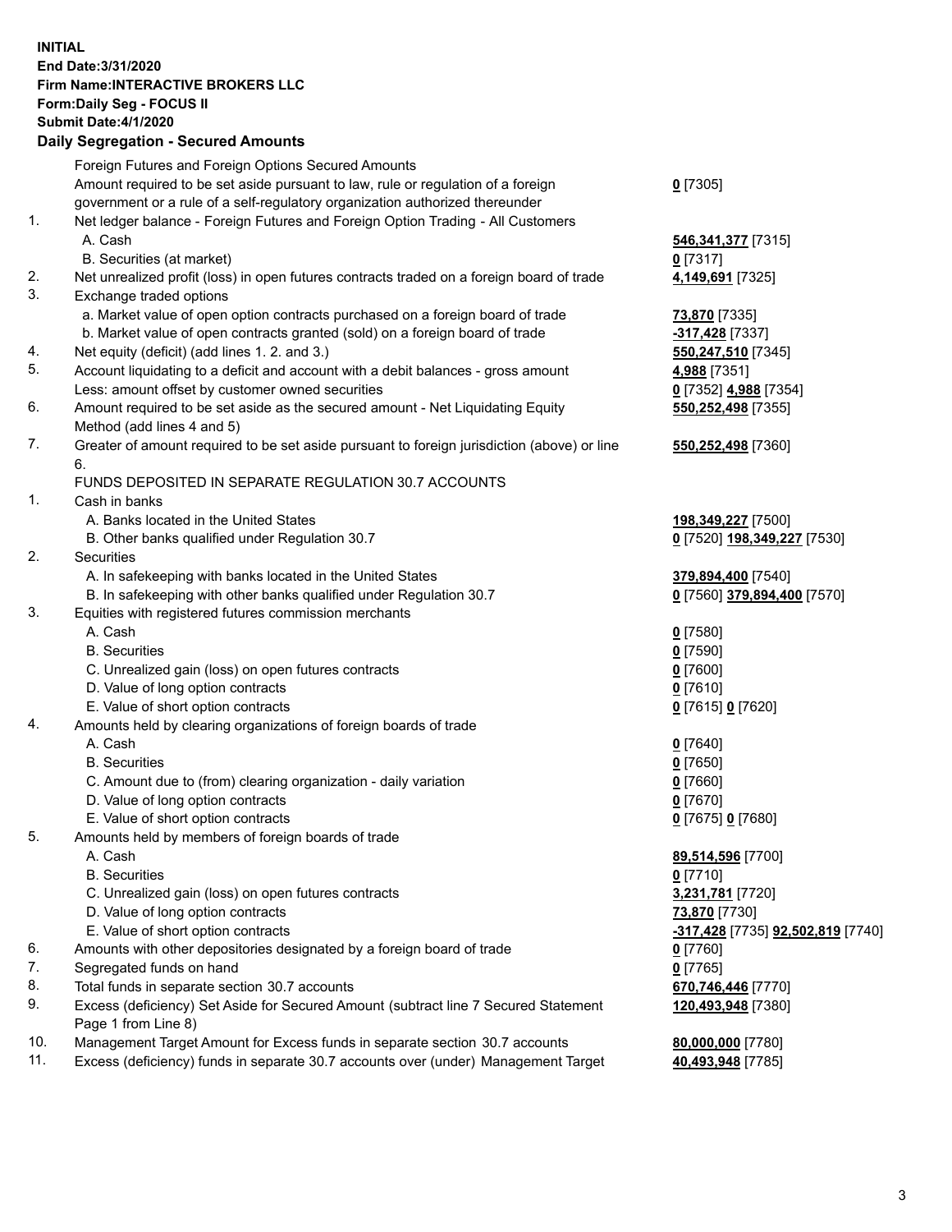**INITIAL**
**End Date:3/31/2020**
**Firm Name:INTERACTIVE BROKERS LLC**
**Form:Daily Seg - FOCUS II**
**Submit Date:4/1/2020**

### Daily Segregation - Secured Amounts

| | | |
|---|---|---|
| | Foreign Futures and Foreign Options Secured Amounts | |
| | Amount required to be set aside pursuant to law, rule or regulation of a foreign government or a rule of a self-regulatory organization authorized thereunder | **0** [7305] |
| 1. | Net ledger balance - Foreign Futures and Foreign Option Trading - All Customers | |
| | A. Cash | **546,341,377** [7315] |
| | B. Securities (at market) | **0** [7317] |
| 2. | Net unrealized profit (loss) in open futures contracts traded on a foreign board of trade | **4,149,691** [7325] |
| 3. | Exchange traded options | |
| | a. Market value of open option contracts purchased on a foreign board of trade | **73,870** [7335] |
| | b. Market value of open contracts granted (sold) on a foreign board of trade | **-317,428** [7337] |
| 4. | Net equity (deficit) (add lines 1. 2. and 3.) | **550,247,510** [7345] |
| 5. | Account liquidating to a deficit and account with a debit balances - gross amount | **4,988** [7351] |
| | Less: amount offset by customer owned securities | **0** [7352] **4,988** [7354] |
| 6. | Amount required to be set aside as the secured amount - Net Liquidating Equity Method (add lines 4 and 5) | **550,252,498** [7355] |
| 7. | Greater of amount required to be set aside pursuant to foreign jurisdiction (above) or line 6. | **550,252,498** [7360] |
| | FUNDS DEPOSITED IN SEPARATE REGULATION 30.7 ACCOUNTS | |
| 1. | Cash in banks | |
| | A. Banks located in the United States | **198,349,227** [7500] |
| | B. Other banks qualified under Regulation 30.7 | **0** [7520] **198,349,227** [7530] |
| 2. | Securities | |
| | A. In safekeeping with banks located in the United States | **379,894,400** [7540] |
| | B. In safekeeping with other banks qualified under Regulation 30.7 | **0** [7560] **379,894,400** [7570] |
| 3. | Equities with registered futures commission merchants | |
| | A. Cash | **0** [7580] |
| | B. Securities | **0** [7590] |
| | C. Unrealized gain (loss) on open futures contracts | **0** [7600] |
| | D. Value of long option contracts | **0** [7610] |
| | E. Value of short option contracts | **0** [7615] **0** [7620] |
| 4. | Amounts held by clearing organizations of foreign boards of trade | |
| | A. Cash | **0** [7640] |
| | B. Securities | **0** [7650] |
| | C. Amount due to (from) clearing organization - daily variation | **0** [7660] |
| | D. Value of long option contracts | **0** [7670] |
| | E. Value of short option contracts | **0** [7675] **0** [7680] |
| 5. | Amounts held by members of foreign boards of trade | |
| | A. Cash | **89,514,596** [7700] |
| | B. Securities | **0** [7710] |
| | C. Unrealized gain (loss) on open futures contracts | **3,231,781** [7720] |
| | D. Value of long option contracts | **73,870** [7730] |
| | E. Value of short option contracts | **-317,428** [7735] **92,502,819** [7740] |
| 6. | Amounts with other depositories designated by a foreign board of trade | **0** [7760] |
| 7. | Segregated funds on hand | **0** [7765] |
| 8. | Total funds in separate section 30.7 accounts | **670,746,446** [7770] |
| 9. | Excess (deficiency) Set Aside for Secured Amount (subtract line 7 Secured Statement Page 1 from Line 8) | **120,493,948** [7380] |
| 10. | Management Target Amount for Excess funds in separate section 30.7 accounts | **80,000,000** [7780] |
| 11. | Excess (deficiency) funds in separate 30.7 accounts over (under) Management Target | **40,493,948** [7785] |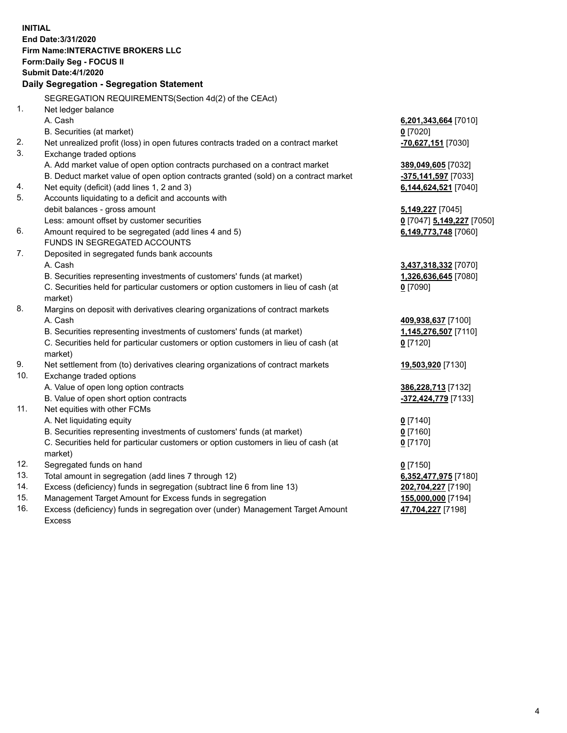**INITIAL**
**End Date:3/31/2020**
**Firm Name:INTERACTIVE BROKERS LLC**
**Form:Daily Seg - FOCUS II**
**Submit Date:4/1/2020**

**Daily Segregation - Segregation Statement**

SEGREGATION REQUIREMENTS(Section 4d(2) of the CEAct)

| | | |
|---|---|---|
| 1. | Net ledger balance | |
| | A. Cash | **6,201,343,664** [7010] |
| | B. Securities (at market) | **0** [7020] |
| 2. | Net unrealized profit (loss) in open futures contracts traded on a contract market | **-70,627,151** [7030] |
| 3. | Exchange traded options | |
| | A. Add market value of open option contracts purchased on a contract market | **389,049,605** [7032] |
| | B. Deduct market value of open option contracts granted (sold) on a contract market | **-375,141,597** [7033] |
| 4. | Net equity (deficit) (add lines 1, 2 and 3) | **6,144,624,521** [7040] |
| 5. | Accounts liquidating to a deficit and accounts with debit balances - gross amount | **5,149,227** [7045] |
| | Less: amount offset by customer securities | **0** [7047] **5,149,227** [7050] |
| 6. | Amount required to be segregated (add lines 4 and 5) | **6,149,773,748** [7060] |
| | FUNDS IN SEGREGATED ACCOUNTS | |
| 7. | Deposited in segregated funds bank accounts | |
| | A. Cash | **3,437,318,332** [7070] |
| | B. Securities representing investments of customers' funds (at market) | **1,326,636,645** [7080] |
| | C. Securities held for particular customers or option customers in lieu of cash (at market) | **0** [7090] |
| 8. | Margins on deposit with derivatives clearing organizations of contract markets | |
| | A. Cash | **409,938,637** [7100] |
| | B. Securities representing investments of customers' funds (at market) | **1,145,276,507** [7110] |
| | C. Securities held for particular customers or option customers in lieu of cash (at market) | **0** [7120] |
| 9. | Net settlement from (to) derivatives clearing organizations of contract markets | **19,503,920** [7130] |
| 10. | Exchange traded options | |
| | A. Value of open long option contracts | **386,228,713** [7132] |
| | B. Value of open short option contracts | **-372,424,779** [7133] |
| 11. | Net equities with other FCMs | |
| | A. Net liquidating equity | **0** [7140] |
| | B. Securities representing investments of customers' funds (at market) | **0** [7160] |
| | C. Securities held for particular customers or option customers in lieu of cash (at market) | **0** [7170] |
| 12. | Segregated funds on hand | **0** [7150] |
| 13. | Total amount in segregation (add lines 7 through 12) | **6,352,477,975** [7180] |
| 14. | Excess (deficiency) funds in segregation (subtract line 6 from line 13) | **202,704,227** [7190] |
| 15. | Management Target Amount for Excess funds in segregation | **155,000,000** [7194] |
| 16. | Excess (deficiency) funds in segregation over (under) Management Target Amount Excess | **47,704,227** [7198] |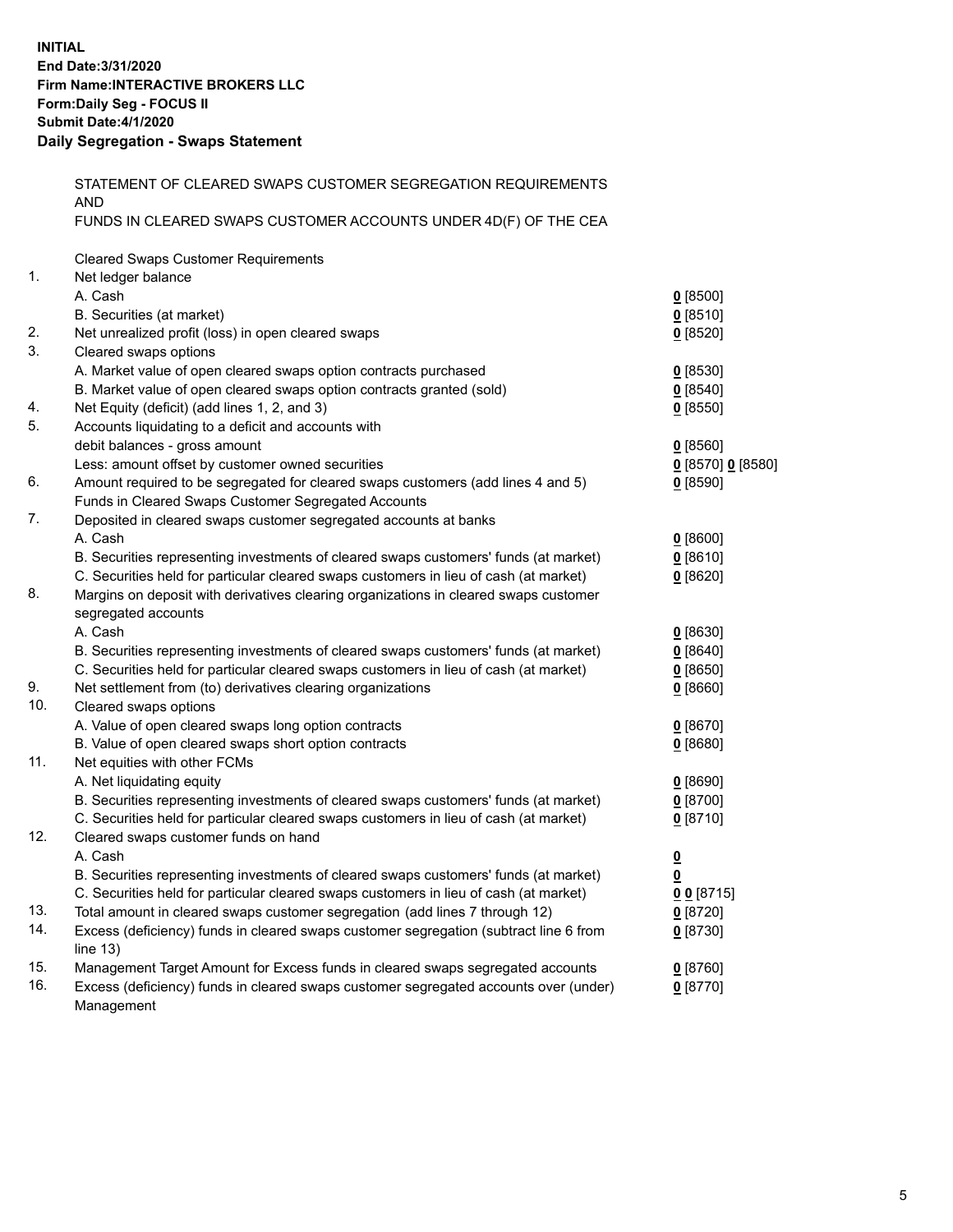**INITIAL**
**End Date:3/31/2020**
**Firm Name:INTERACTIVE BROKERS LLC**
**Form:Daily Seg - FOCUS II**
**Submit Date:4/1/2020**
**Daily Segregation - Swaps Statement**

STATEMENT OF CLEARED SWAPS CUSTOMER SEGREGATION REQUIREMENTS AND
FUNDS IN CLEARED SWAPS CUSTOMER ACCOUNTS UNDER 4D(F) OF THE CEA

| | | |
|---|---|---|
| | Cleared Swaps Customer Requirements | |
| 1. | Net ledger balance | |
| | A. Cash | 0 [8500] |
| | B. Securities (at market) | 0 [8510] |
| 2. | Net unrealized profit (loss) in open cleared swaps | 0 [8520] |
| 3. | Cleared swaps options | |
| | A. Market value of open cleared swaps option contracts purchased | 0 [8530] |
| | B. Market value of open cleared swaps option contracts granted (sold) | 0 [8540] |
| 4. | Net Equity (deficit) (add lines 1, 2, and 3) | 0 [8550] |
| 5. | Accounts liquidating to a deficit and accounts with | |
| | debit balances - gross amount | 0 [8560] |
| | Less: amount offset by customer owned securities | 0 [8570] 0 [8580] |
| 6. | Amount required to be segregated for cleared swaps customers (add lines 4 and 5) | 0 [8590] |
| | Funds in Cleared Swaps Customer Segregated Accounts | |
| 7. | Deposited in cleared swaps customer segregated accounts at banks | |
| | A. Cash | 0 [8600] |
| | B. Securities representing investments of cleared swaps customers' funds (at market) | 0 [8610] |
| | C. Securities held for particular cleared swaps customers in lieu of cash (at market) | 0 [8620] |
| 8. | Margins on deposit with derivatives clearing organizations in cleared swaps customer segregated accounts | |
| | A. Cash | 0 [8630] |
| | B. Securities representing investments of cleared swaps customers' funds (at market) | 0 [8640] |
| | C. Securities held for particular cleared swaps customers in lieu of cash (at market) | 0 [8650] |
| 9. | Net settlement from (to) derivatives clearing organizations | 0 [8660] |
| 10. | Cleared swaps options | |
| | A. Value of open cleared swaps long option contracts | 0 [8670] |
| | B. Value of open cleared swaps short option contracts | 0 [8680] |
| 11. | Net equities with other FCMs | |
| | A. Net liquidating equity | 0 [8690] |
| | B. Securities representing investments of cleared swaps customers' funds (at market) | 0 [8700] |
| | C. Securities held for particular cleared swaps customers in lieu of cash (at market) | 0 [8710] |
| 12. | Cleared swaps customer funds on hand | |
| | A. Cash | 0 |
| | B. Securities representing investments of cleared swaps customers' funds (at market) | 0 |
| | C. Securities held for particular cleared swaps customers in lieu of cash (at market) | 0 0 [8715] |
| 13. | Total amount in cleared swaps customer segregation (add lines 7 through 12) | 0 [8720] |
| 14. | Excess (deficiency) funds in cleared swaps customer segregation (subtract line 6 from line 13) | 0 [8730] |
| 15. | Management Target Amount for Excess funds in cleared swaps segregated accounts | 0 [8760] |
| 16. | Excess (deficiency) funds in cleared swaps customer segregated accounts over (under) Management | 0 [8770] |